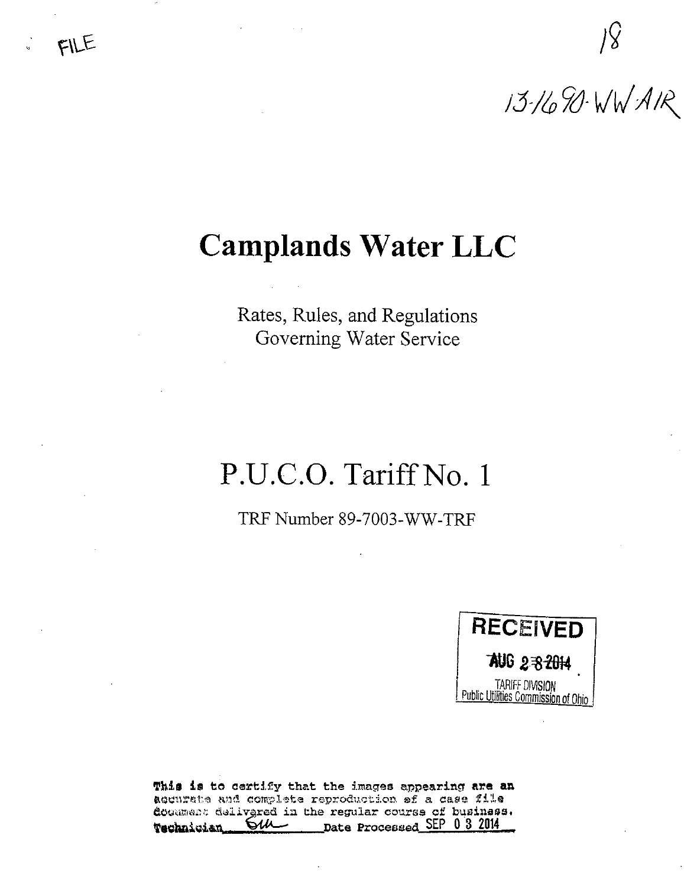FILE

18

13-1690-WW-AIR

# Camplands Water LLC

Rates, Rules, and Regulations
Governing Water Service

# P.U.C.O. Tariff No. 1

TRF Number 89-7003-WW-TRF

RECEIVED
AUG 28 2014
TARIFF DIVISION
Public Utilities Commission of Ohio

This is to certify that the images appearing are an accurate and complete reproduction of a case file document delivered in the regular course of business.
Technician ______ Date Processed SEP 03 2014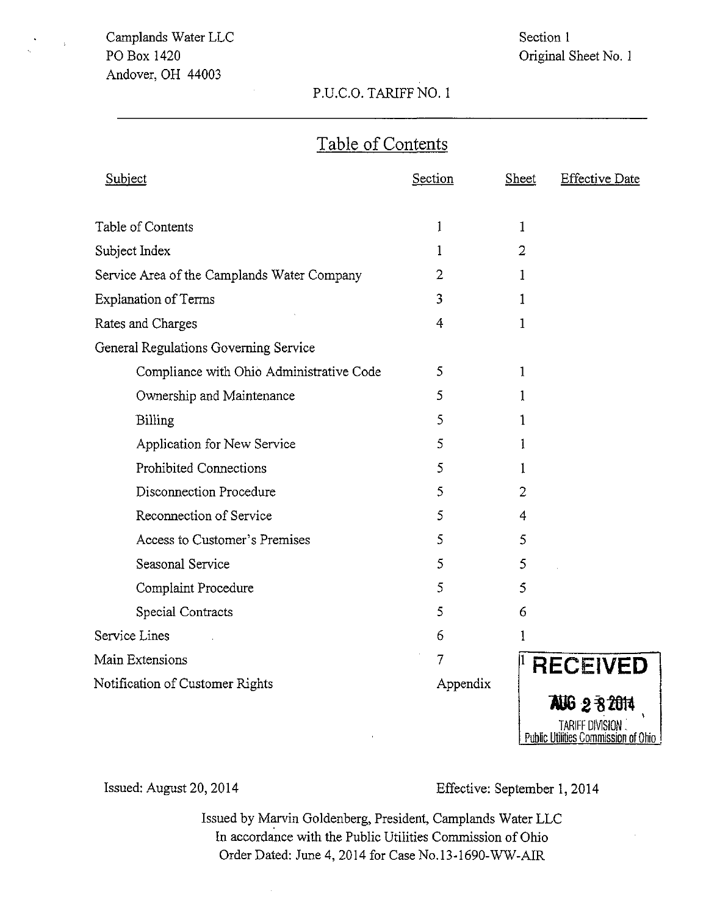Camplands Water LLC
PO Box 1420
Andover, OH 44003

Section 1
Original Sheet No. 1

P.U.C.O. TARIFF NO. 1

# Table of Contents

| Subject | Section | Sheet | Effective Date |
|---|---|---|---|
| Table of Contents | 1 | 1 | |
| Subject Index | 1 | 2 | |
| Service Area of the Camplands Water Company | 2 | 1 | |
| Explanation of Terms | 3 | 1 | |
| Rates and Charges | 4 | 1 | |
| General Regulations Governing Service | | | |
| Compliance with Ohio Administrative Code | 5 | 1 | |
| Ownership and Maintenance | 5 | 1 | |
| Billing | 5 | 1 | |
| Application for New Service | 5 | 1 | |
| Prohibited Connections | 5 | 1 | |
| Disconnection Procedure | 5 | 2 | |
| Reconnection of Service | 5 | 4 | |
| Access to Customer's Premises | 5 | 5 | |
| Seasonal Service | 5 | 5 | |
| Complaint Procedure | 5 | 5 | |
| Special Contracts | 5 | 6 | |
| Service Lines | 6 | 1 | |
| Main Extensions | 7 | 1 | |
| Notification of Customer Rights | Appendix | | |

RECEIVED
AUG 28 2014
TARIFF DIVISION
Public Utilities Commission of Ohio

Issued: August 20, 2014

Effective: September 1, 2014

Issued by Marvin Goldenberg, President, Camplands Water LLC
In accordance with the Public Utilities Commission of Ohio
Order Dated: June 4, 2014 for Case No.13-1690-WW-AIR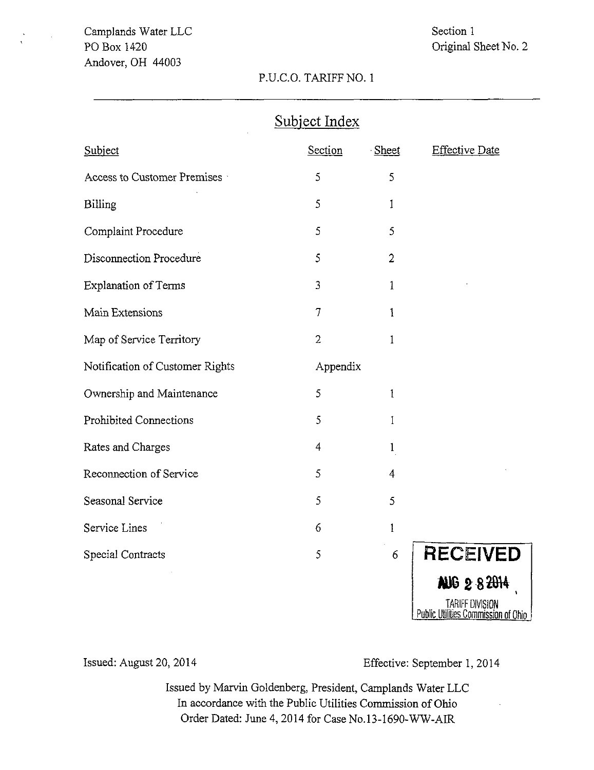Camplands Water LLC
PO Box 1420
Andover, OH 44003

Section 1
Original Sheet No. 2

P.U.C.O. TARIFF NO. 1

## Subject Index

| Subject | Section | Sheet | Effective Date |
|---|---|---|---|
| Access to Customer Premises | 5 | 5 | |
| Billing | 5 | 1 | |
| Complaint Procedure | 5 | 5 | |
| Disconnection Procedure | 5 | 2 | |
| Explanation of Terms | 3 | 1 | |
| Main Extensions | 7 | 1 | |
| Map of Service Territory | 2 | 1 | |
| Notification of Customer Rights | Appendix | | |
| Ownership and Maintenance | 5 | 1 | |
| Prohibited Connections | 5 | 1 | |
| Rates and Charges | 4 | 1 | |
| Reconnection of Service | 5 | 4 | |
| Seasonal Service | 5 | 5 | |
| Service Lines | 6 | 1 | |
| Special Contracts | 5 | 6 | |

RECEIVED
AUG 28 2014
TARIFF DIVISION
Public Utilities Commission of Ohio

Issued: August 20, 2014

Effective: September 1, 2014

Issued by Marvin Goldenberg, President, Camplands Water LLC
In accordance with the Public Utilities Commission of Ohio
Order Dated: June 4, 2014 for Case No.13-1690-WW-AIR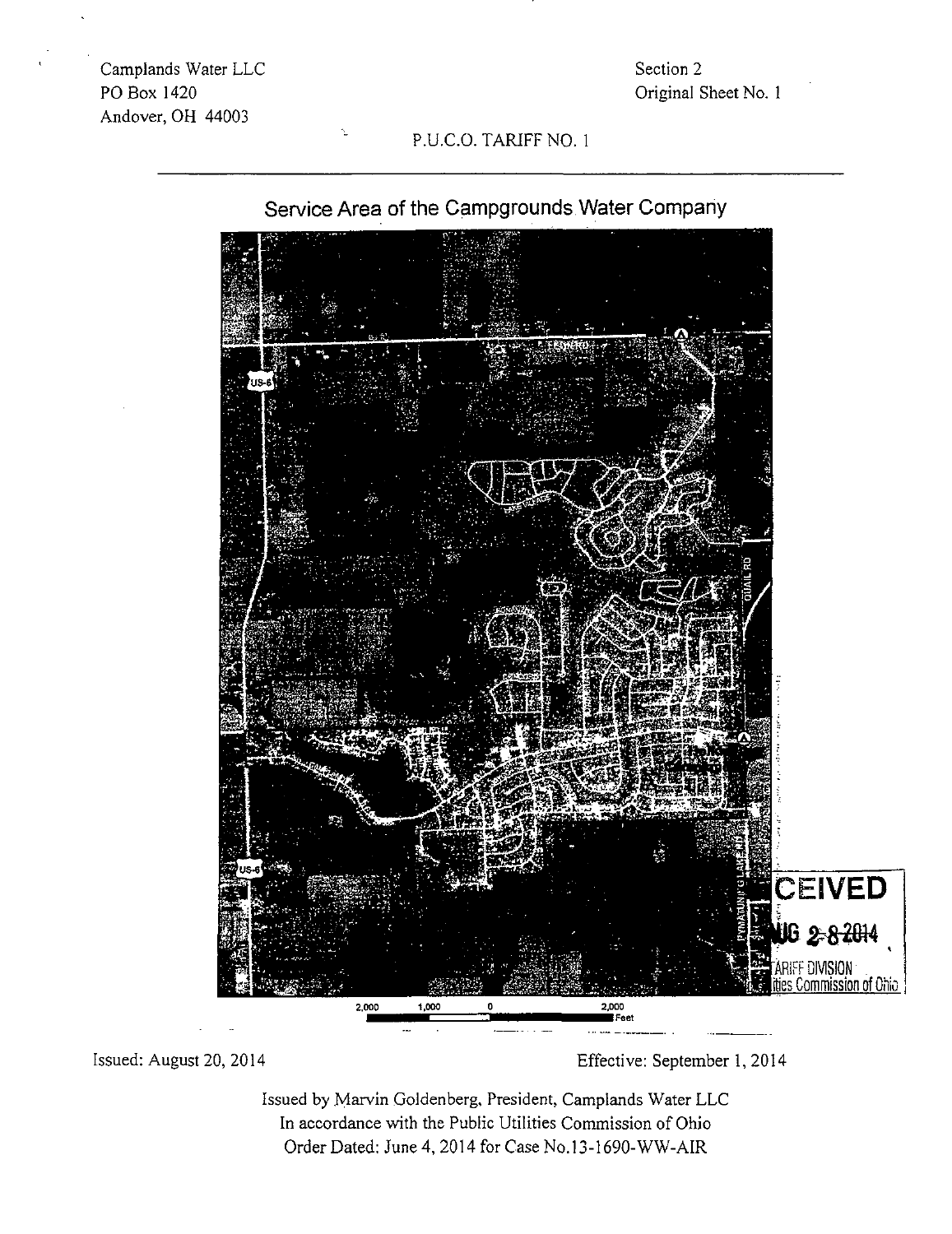Camplands Water LLC
PO Box 1420
Andover, OH 44003

Section 2
Original Sheet No. 1

P.U.C.O. TARIFF NO. 1

## Service Area of the Campgrounds Water Company

RECEIVED AUG 28 2014
TARIFF DIVISION
Public Utilities Commission of Ohio

Issued: August 20, 2014

Effective: September 1, 2014

Issued by Marvin Goldenberg, President, Camplands Water LLC
In accordance with the Public Utilities Commission of Ohio
Order Dated: June 4, 2014 for Case No.13-1690-WW-AIR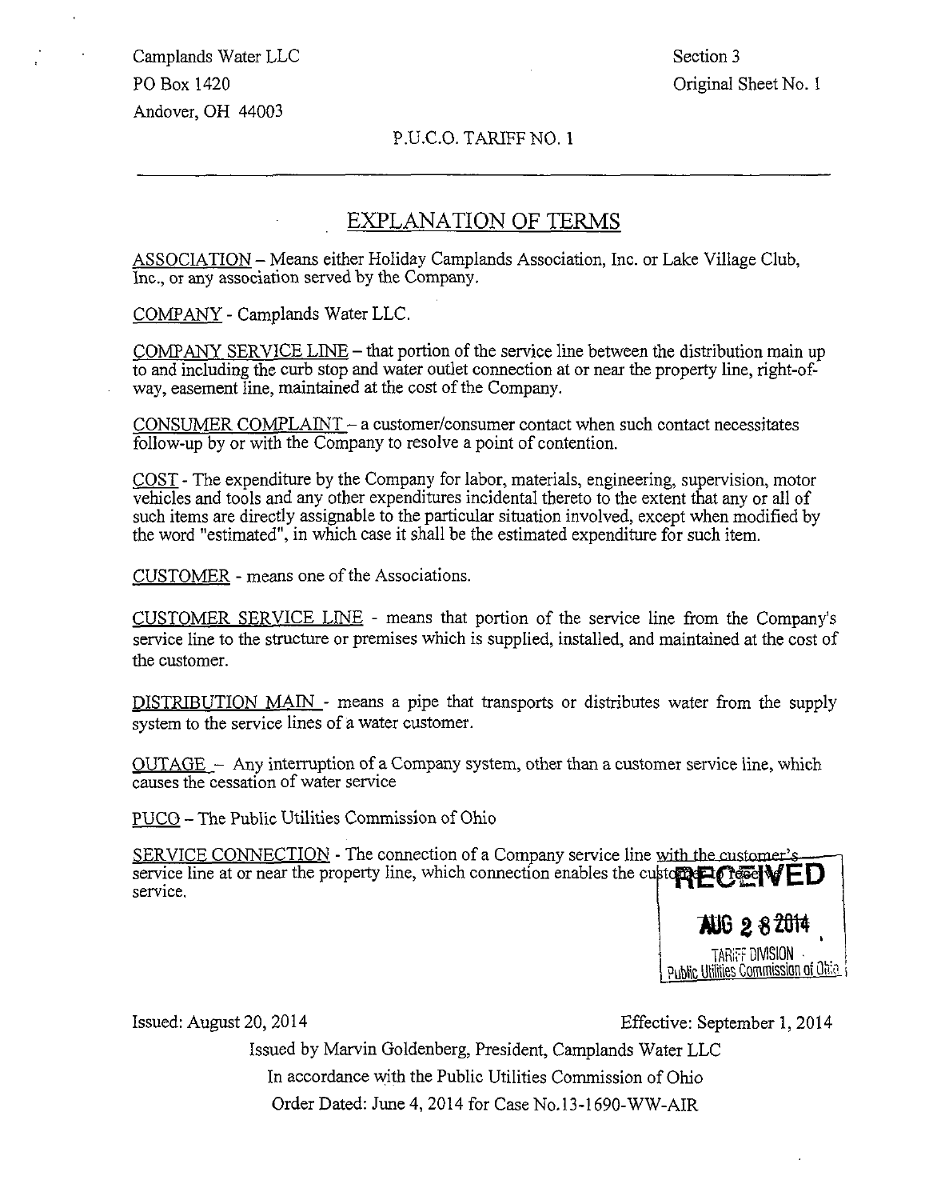Camplands Water LLC
PO Box 1420
Andover, OH 44003

Section 3
Original Sheet No. 1

P.U.C.O. TARIFF NO. 1

## EXPLANATION OF TERMS

ASSOCIATION – Means either Holiday Camplands Association, Inc. or Lake Village Club, Inc., or any association served by the Company.

COMPANY - Camplands Water LLC.

COMPANY SERVICE LINE – that portion of the service line between the distribution main up to and including the curb stop and water outlet connection at or near the property line, right-of-way, easement line, maintained at the cost of the Company.

CONSUMER COMPLAINT – a customer/consumer contact when such contact necessitates follow-up by or with the Company to resolve a point of contention.

COST - The expenditure by the Company for labor, materials, engineering, supervision, motor vehicles and tools and any other expenditures incidental thereto to the extent that any or all of such items are directly assignable to the particular situation involved, except when modified by the word "estimated", in which case it shall be the estimated expenditure for such item.

CUSTOMER - means one of the Associations.

CUSTOMER SERVICE LINE - means that portion of the service line from the Company's service line to the structure or premises which is supplied, installed, and maintained at the cost of the customer.

DISTRIBUTION MAIN - means a pipe that transports or distributes water from the supply system to the service lines of a water customer.

OUTAGE – Any interruption of a Company system, other than a customer service line, which causes the cessation of water service

PUCO – The Public Utilities Commission of Ohio

SERVICE CONNECTION - The connection of a Company service line with the customer's service line at or near the property line, which connection enables the customer to receive service.

RECEIVED
AUG 28 2014
TARIFF DIVISION
Public Utilities Commission of Ohio

Issued: August 20, 2014

Effective: September 1, 2014

Issued by Marvin Goldenberg, President, Camplands Water LLC
In accordance with the Public Utilities Commission of Ohio
Order Dated: June 4, 2014 for Case No.13-1690-WW-AIR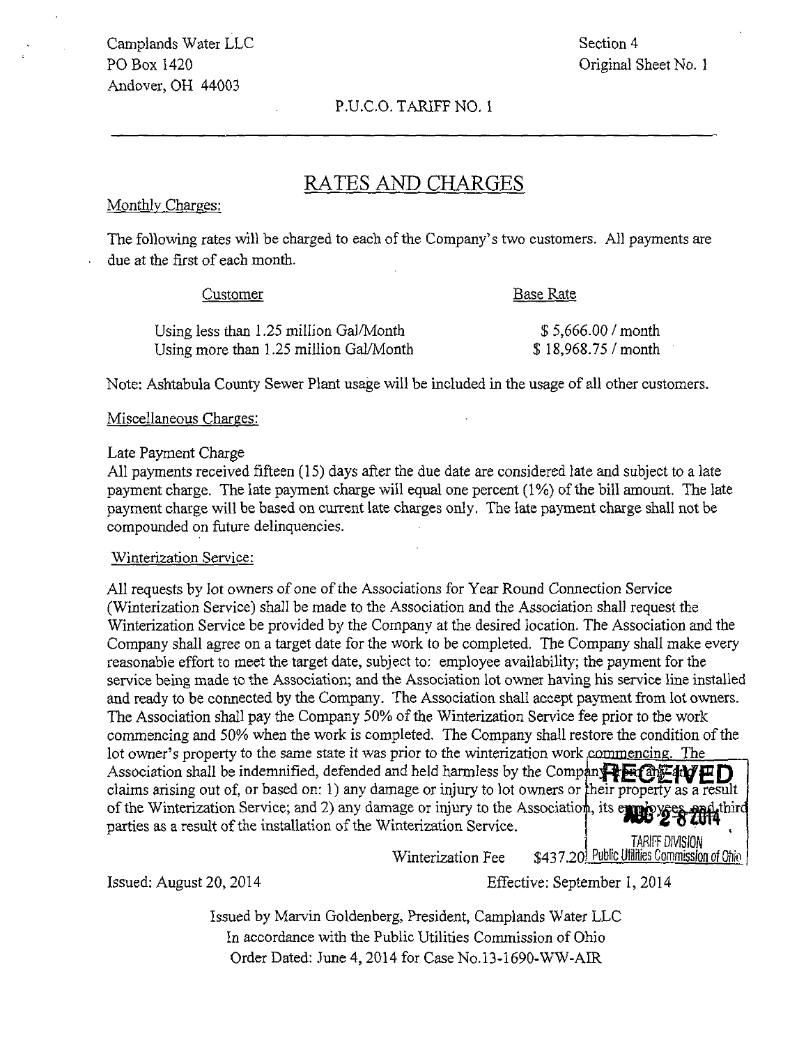Camplands Water LLC
PO Box 1420
Andover, OH 44003

Section 4
Original Sheet No. 1

P.U.C.O. TARIFF NO. 1

# RATES AND CHARGES

Monthly Charges:

The following rates will be charged to each of the Company's two customers. All payments are due at the first of each month.

| Customer | Base Rate |
|---|---|
| Using less than 1.25 million Gal/Month | $ 5,666.00 / month |
| Using more than 1.25 million Gal/Month | $ 18,968.75 / month |

Note: Ashtabula County Sewer Plant usage will be included in the usage of all other customers.

Miscellaneous Charges:

Late Payment Charge
All payments received fifteen (15) days after the due date are considered late and subject to a late payment charge. The late payment charge will equal one percent (1%) of the bill amount. The late payment charge will be based on current late charges only. The late payment charge shall not be compounded on future delinquencies.

Winterization Service:

All requests by lot owners of one of the Associations for Year Round Connection Service (Winterization Service) shall be made to the Association and the Association shall request the Winterization Service be provided by the Company at the desired location. The Association and the Company shall agree on a target date for the work to be completed. The Company shall make every reasonable effort to meet the target date, subject to: employee availability; the payment for the service being made to the Association; and the Association lot owner having his service line installed and ready to be connected by the Company. The Association shall accept payment from lot owners. The Association shall pay the Company 50% of the Winterization Service fee prior to the work commencing and 50% when the work is completed. The Company shall restore the condition of the lot owner's property to the same state it was prior to the winterization work commencing. The Association shall be indemnified, defended and held harmless by the Company for any and all claims arising out of, or based on: 1) any damage or injury to lot owners or their property as a result of the Winterization Service; and 2) any damage or injury to the Association, its employees, and third parties as a result of the installation of the Winterization Service.

Winterization Fee $437.20

RECEIVED
AUG 28 2014
TARIFF DIVISION
Public Utilities Commission of Ohio

Issued: August 20, 2014

Effective: September 1, 2014

Issued by Marvin Goldenberg, President, Camplands Water LLC
In accordance with the Public Utilities Commission of Ohio
Order Dated: June 4, 2014 for Case No.13-1690-WW-AIR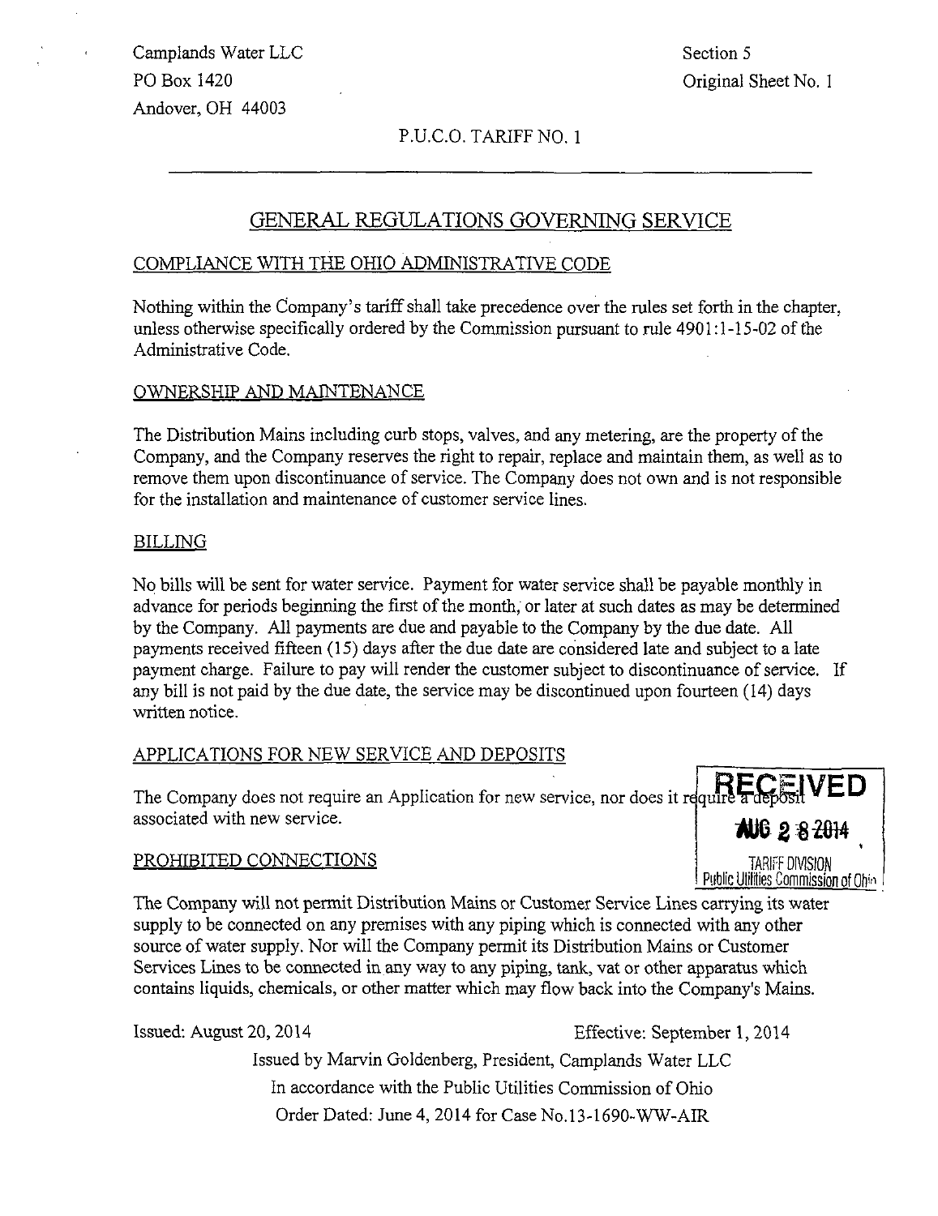Camplands Water LLC
PO Box 1420
Andover, OH 44003

Section 5
Original Sheet No. 1

P.U.C.O. TARIFF NO. 1

## GENERAL REGULATIONS GOVERNING SERVICE

### COMPLIANCE WITH THE OHIO ADMINISTRATIVE CODE

Nothing within the Company's tariff shall take precedence over the rules set forth in the chapter, unless otherwise specifically ordered by the Commission pursuant to rule 4901:1-15-02 of the Administrative Code.

### OWNERSHIP AND MAINTENANCE

The Distribution Mains including curb stops, valves, and any metering, are the property of the Company, and the Company reserves the right to repair, replace and maintain them, as well as to remove them upon discontinuance of service. The Company does not own and is not responsible for the installation and maintenance of customer service lines.

### BILLING

No bills will be sent for water service. Payment for water service shall be payable monthly in advance for periods beginning the first of the month, or later at such dates as may be determined by the Company. All payments are due and payable to the Company by the due date. All payments received fifteen (15) days after the due date are considered late and subject to a late payment charge. Failure to pay will render the customer subject to discontinuance of service. If any bill is not paid by the due date, the service may be discontinued upon fourteen (14) days written notice.

### APPLICATIONS FOR NEW SERVICE AND DEPOSITS

The Company does not require an Application for new service, nor does it require a deposit associated with new service.

RECEIVED
AUG 28 2014
TARIFF DIVISION
Public Utilities Commission of Ohio

### PROHIBITED CONNECTIONS

The Company will not permit Distribution Mains or Customer Service Lines carrying its water supply to be connected on any premises with any piping which is connected with any other source of water supply. Nor will the Company permit its Distribution Mains or Customer Services Lines to be connected in any way to any piping, tank, vat or other apparatus which contains liquids, chemicals, or other matter which may flow back into the Company's Mains.

Issued: August 20, 2014

Effective: September 1, 2014

Issued by Marvin Goldenberg, President, Camplands Water LLC
In accordance with the Public Utilities Commission of Ohio
Order Dated: June 4, 2014 for Case No.13-1690-WW-AIR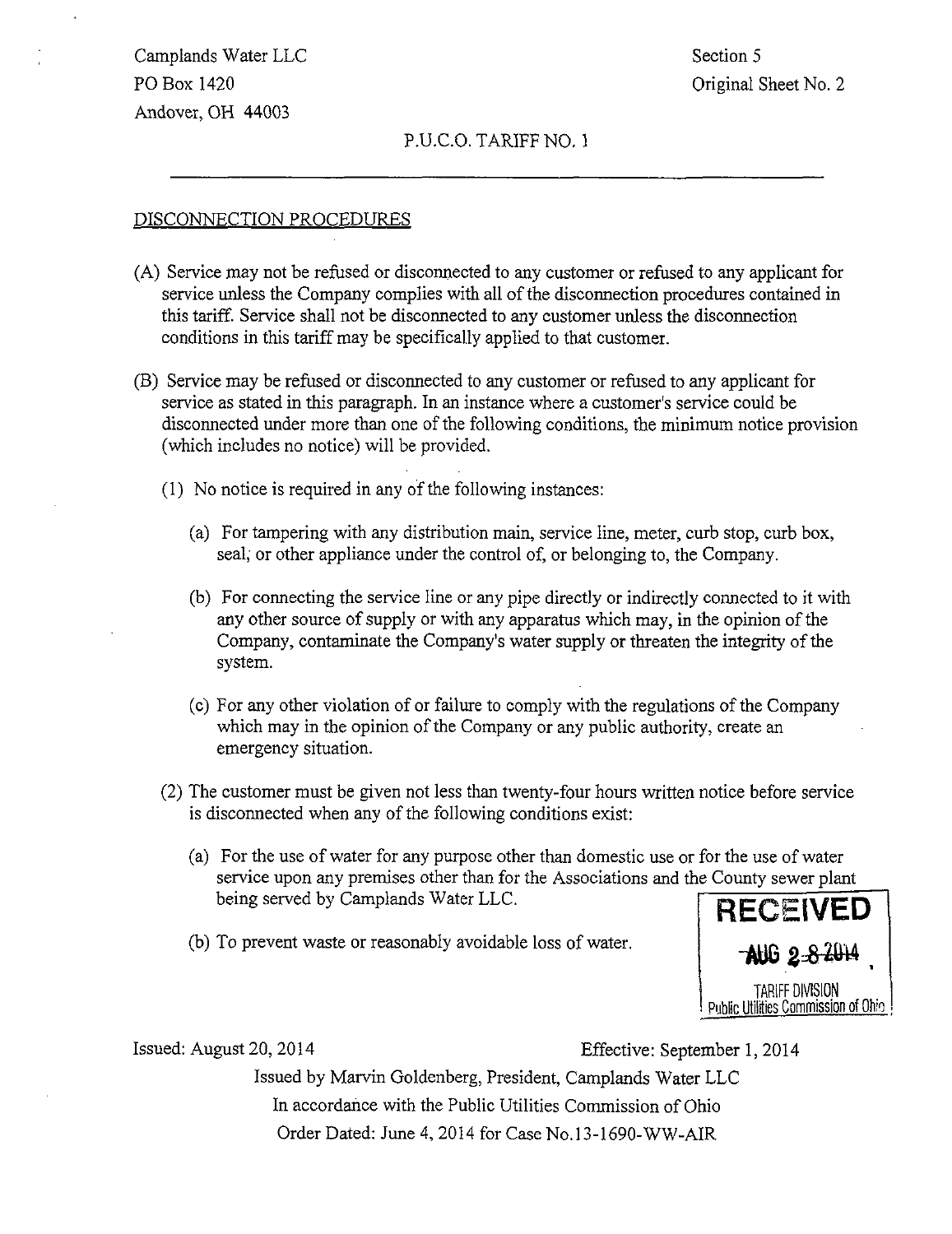Camplands Water LLC
PO Box 1420
Andover, OH 44003

Section 5
Original Sheet No. 2

P.U.C.O. TARIFF NO. 1

## DISCONNECTION PROCEDURES

(A) Service may not be refused or disconnected to any customer or refused to any applicant for service unless the Company complies with all of the disconnection procedures contained in this tariff. Service shall not be disconnected to any customer unless the disconnection conditions in this tariff may be specifically applied to that customer.

(B) Service may be refused or disconnected to any customer or refused to any applicant for service as stated in this paragraph. In an instance where a customer's service could be disconnected under more than one of the following conditions, the minimum notice provision (which includes no notice) will be provided.

(1) No notice is required in any of the following instances:

(a) For tampering with any distribution main, service line, meter, curb stop, curb box, seal, or other appliance under the control of, or belonging to, the Company.

(b) For connecting the service line or any pipe directly or indirectly connected to it with any other source of supply or with any apparatus which may, in the opinion of the Company, contaminate the Company's water supply or threaten the integrity of the system.

(c) For any other violation of or failure to comply with the regulations of the Company which may in the opinion of the Company or any public authority, create an emergency situation.

(2) The customer must be given not less than twenty-four hours written notice before service is disconnected when any of the following conditions exist:

(a) For the use of water for any purpose other than domestic use or for the use of water service upon any premises other than for the Associations and the County sewer plant being served by Camplands Water LLC.

(b) To prevent waste or reasonably avoidable loss of water.

RECEIVED
AUG 28 2014
TARIFF DIVISION
Public Utilities Commission of Ohio

Issued: August 20, 2014

Effective: September 1, 2014

Issued by Marvin Goldenberg, President, Camplands Water LLC
In accordance with the Public Utilities Commission of Ohio
Order Dated: June 4, 2014 for Case No.13-1690-WW-AIR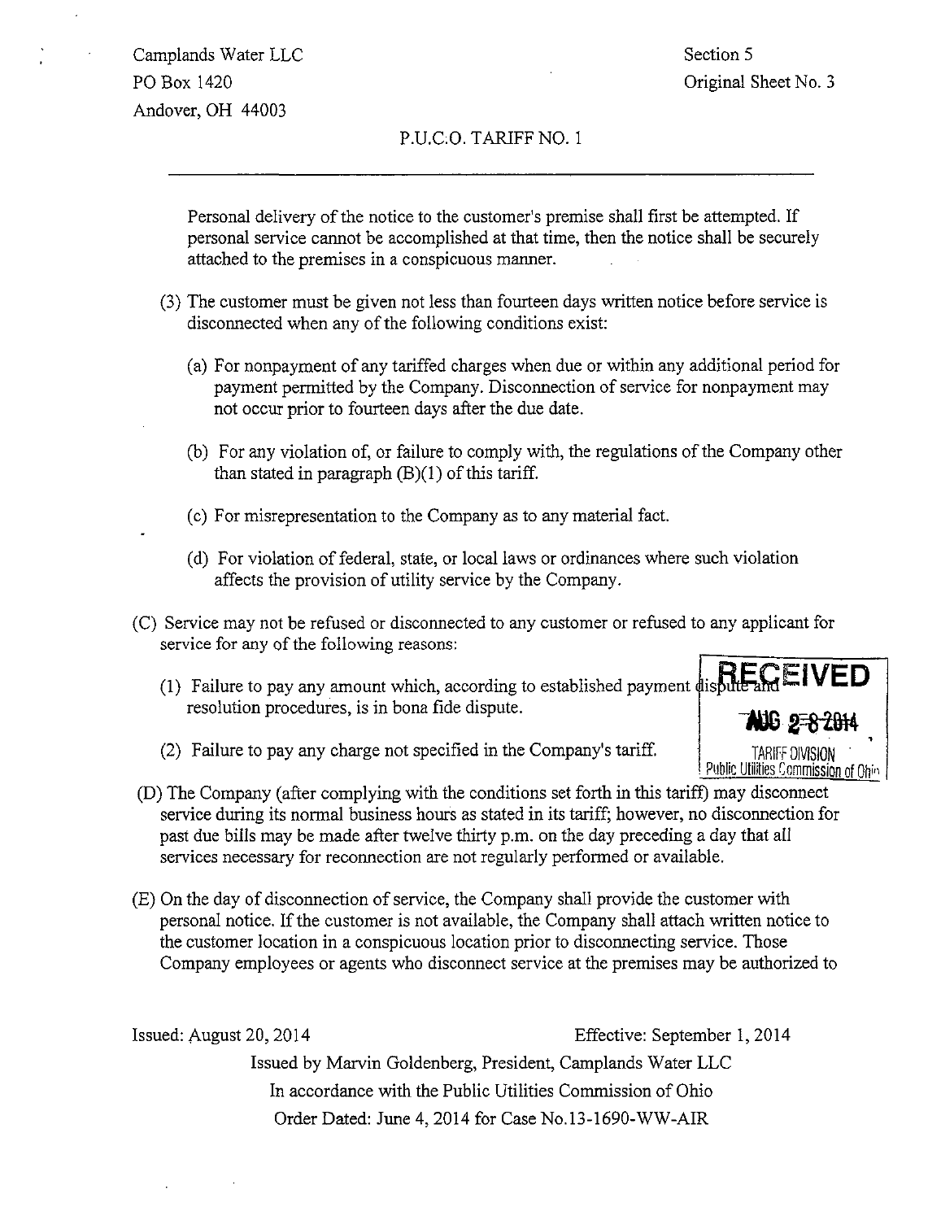Personal delivery of the notice to the customer's premise shall first be attempted. If personal service cannot be accomplished at that time, then the notice shall be securely attached to the premises in a conspicuous manner.

(3) The customer must be given not less than fourteen days written notice before service is disconnected when any of the following conditions exist:

(a) For nonpayment of any tariffed charges when due or within any additional period for payment permitted by the Company. Disconnection of service for nonpayment may not occur prior to fourteen days after the due date.

(b) For any violation of, or failure to comply with, the regulations of the Company other than stated in paragraph (B)(1) of this tariff.

(c) For misrepresentation to the Company as to any material fact.

(d) For violation of federal, state, or local laws or ordinances where such violation affects the provision of utility service by the Company.

(C) Service may not be refused or disconnected to any customer or refused to any applicant for service for any of the following reasons:

(1) Failure to pay any amount which, according to established payment dispute and resolution procedures, is in bona fide dispute.

(2) Failure to pay any charge not specified in the Company's tariff.

RECEIVED
AUG 28 2014
TARIFF DIVISION
Public Utilities Commission of Ohio

(D) The Company (after complying with the conditions set forth in this tariff) may disconnect service during its normal business hours as stated in its tariff; however, no disconnection for past due bills may be made after twelve thirty p.m. on the day preceding a day that all services necessary for reconnection are not regularly performed or available.

(E) On the day of disconnection of service, the Company shall provide the customer with personal notice. If the customer is not available, the Company shall attach written notice to the customer location in a conspicuous location prior to disconnecting service. Those Company employees or agents who disconnect service at the premises may be authorized to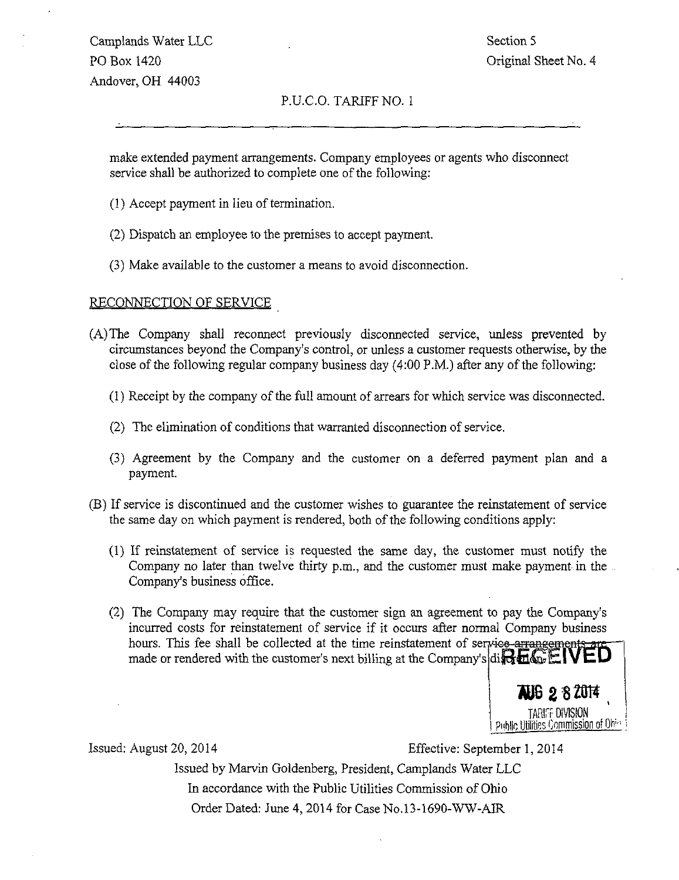make extended payment arrangements. Company employees or agents who disconnect service shall be authorized to complete one of the following:

(1) Accept payment in lieu of termination.

(2) Dispatch an employee to the premises to accept payment.

(3) Make available to the customer a means to avoid disconnection.

## RECONNECTION OF SERVICE

(A) The Company shall reconnect previously disconnected service, unless prevented by circumstances beyond the Company's control, or unless a customer requests otherwise, by the close of the following regular company business day (4:00 P.M.) after any of the following:

(1) Receipt by the company of the full amount of arrears for which service was disconnected.

(2) The elimination of conditions that warranted disconnection of service.

(3) Agreement by the Company and the customer on a deferred payment plan and a payment.

(B) If service is discontinued and the customer wishes to guarantee the reinstatement of service the same day on which payment is rendered, both of the following conditions apply:

(1) If reinstatement of service is requested the same day, the customer must notify the Company no later than twelve thirty p.m., and the customer must make payment in the Company's business office.

(2) The Company may require that the customer sign an agreement to pay the Company's incurred costs for reinstatement of service if it occurs after normal Company business hours. This fee shall be collected at the time reinstatement of service arrangements are made or rendered with the customer's next billing at the Company's discretion.

RECEIVED
AUG 28 2014
TARIFF DIVISION
Public Utilities Commission of Ohio

Issued: August 20, 2014 Effective: September 1, 2014

Issued by Marvin Goldenberg, President, Camplands Water LLC

In accordance with the Public Utilities Commission of Ohio

Order Dated: June 4, 2014 for Case No.13-1690-WW-AIR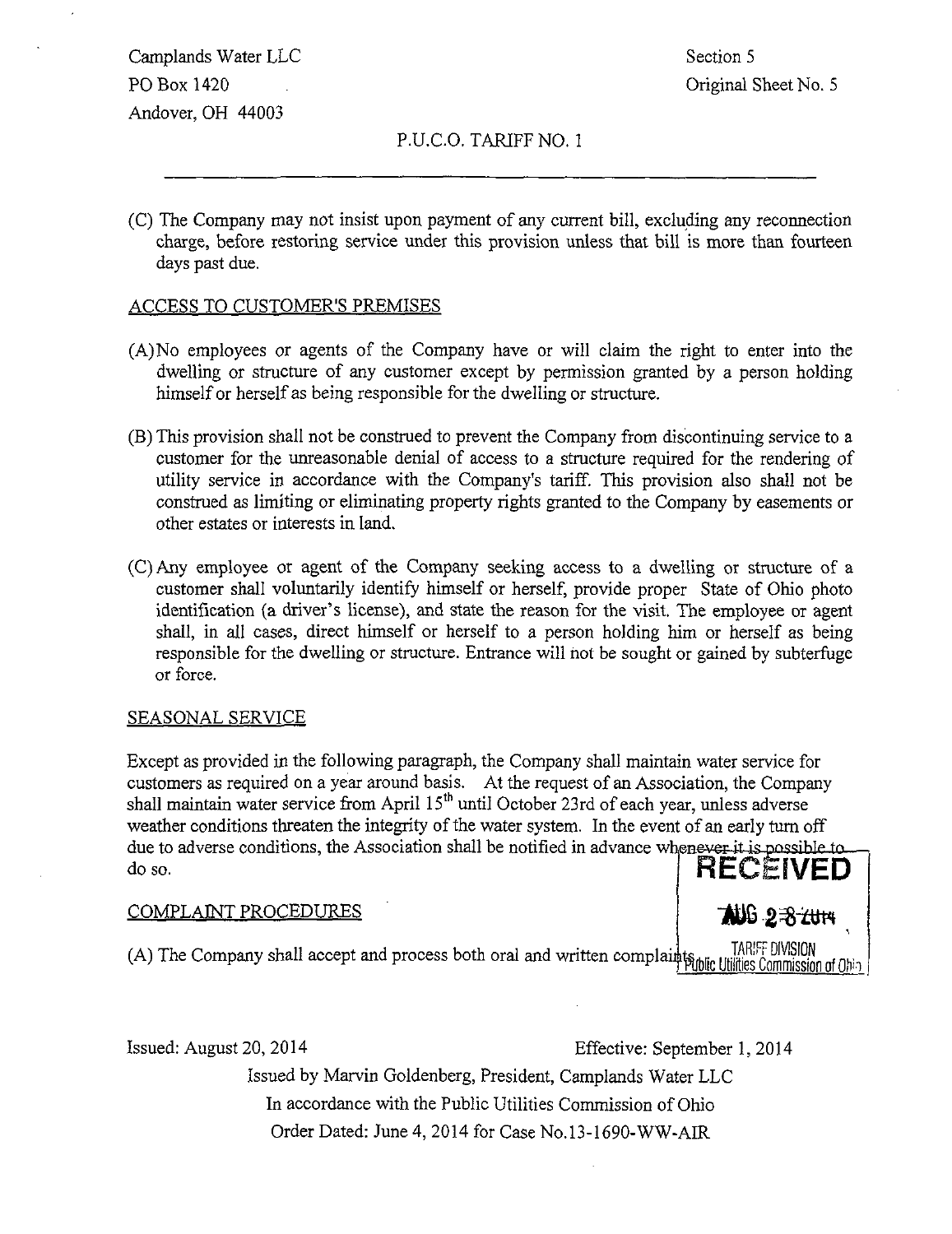(C) The Company may not insist upon payment of any current bill, excluding any reconnection charge, before restoring service under this provision unless that bill is more than fourteen days past due.

## ACCESS TO CUSTOMER'S PREMISES

(A) No employees or agents of the Company have or will claim the right to enter into the dwelling or structure of any customer except by permission granted by a person holding himself or herself as being responsible for the dwelling or structure.

(B) This provision shall not be construed to prevent the Company from discontinuing service to a customer for the unreasonable denial of access to a structure required for the rendering of utility service in accordance with the Company's tariff. This provision also shall not be construed as limiting or eliminating property rights granted to the Company by easements or other estates or interests in land.

(C) Any employee or agent of the Company seeking access to a dwelling or structure of a customer shall voluntarily identify himself or herself, provide proper State of Ohio photo identification (a driver's license), and state the reason for the visit. The employee or agent shall, in all cases, direct himself or herself to a person holding him or herself as being responsible for the dwelling or structure. Entrance will not be sought or gained by subterfuge or force.

## SEASONAL SERVICE

Except as provided in the following paragraph, the Company shall maintain water service for customers as required on a year around basis. At the request of an Association, the Company shall maintain water service from April 15th until October 23rd of each year, unless adverse weather conditions threaten the integrity of the water system. In the event of an early turn off due to adverse conditions, the Association shall be notified in advance whenever it is possible to do so.

## COMPLAINT PROCEDURES

(A) The Company shall accept and process both oral and written complaints.

RECEIVED
AUG 28 2014
TARIFF DIVISION
Public Utilities Commission of Ohio

Issued: August 20, 2014 Effective: September 1, 2014

Issued by Marvin Goldenberg, President, Camplands Water LLC
In accordance with the Public Utilities Commission of Ohio
Order Dated: June 4, 2014 for Case No.13-1690-WW-AIR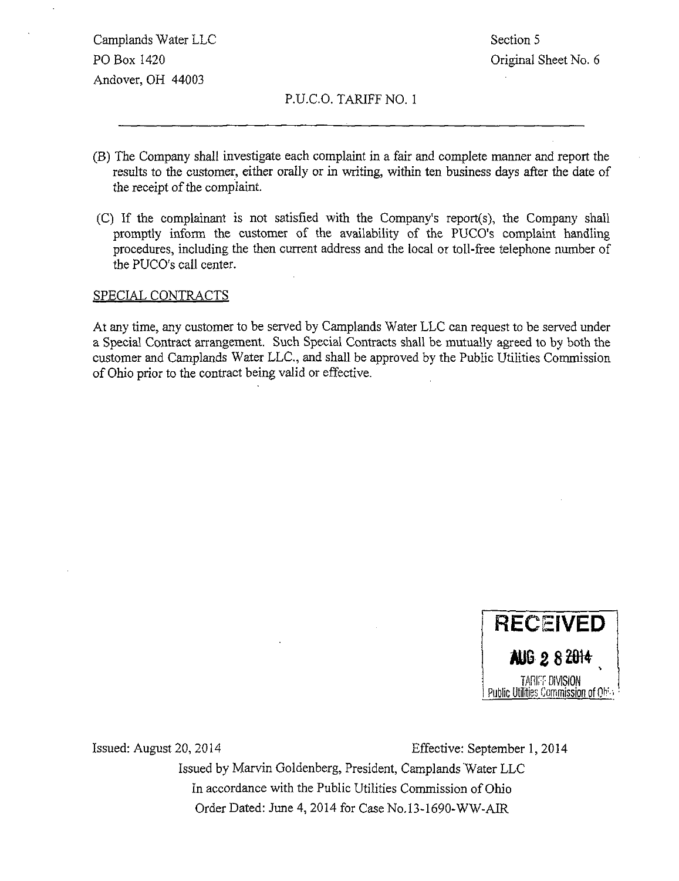Camplands Water LLC
PO Box 1420
Andover, OH 44003

Section 5
Original Sheet No. 6

P.U.C.O. TARIFF NO. 1

---

(B) The Company shall investigate each complaint in a fair and complete manner and report the results to the customer, either orally or in writing, within ten business days after the date of the receipt of the complaint.

(C) If the complainant is not satisfied with the Company's report(s), the Company shall promptly inform the customer of the availability of the PUCO's complaint handling procedures, including the then current address and the local or toll-free telephone number of the PUCO's call center.

SPECIAL CONTRACTS

At any time, any customer to be served by Camplands Water LLC can request to be served under a Special Contract arrangement. Such Special Contracts shall be mutually agreed to by both the customer and Camplands Water LLC., and shall be approved by the Public Utilities Commission of Ohio prior to the contract being valid or effective.

RECEIVED
AUG 28 2014
TARIFF DIVISION
Public Utilities Commission of Ohio

Issued: August 20, 2014 Effective: September 1, 2014

Issued by Marvin Goldenberg, President, Camplands Water LLC
In accordance with the Public Utilities Commission of Ohio
Order Dated: June 4, 2014 for Case No.13-1690-WW-AIR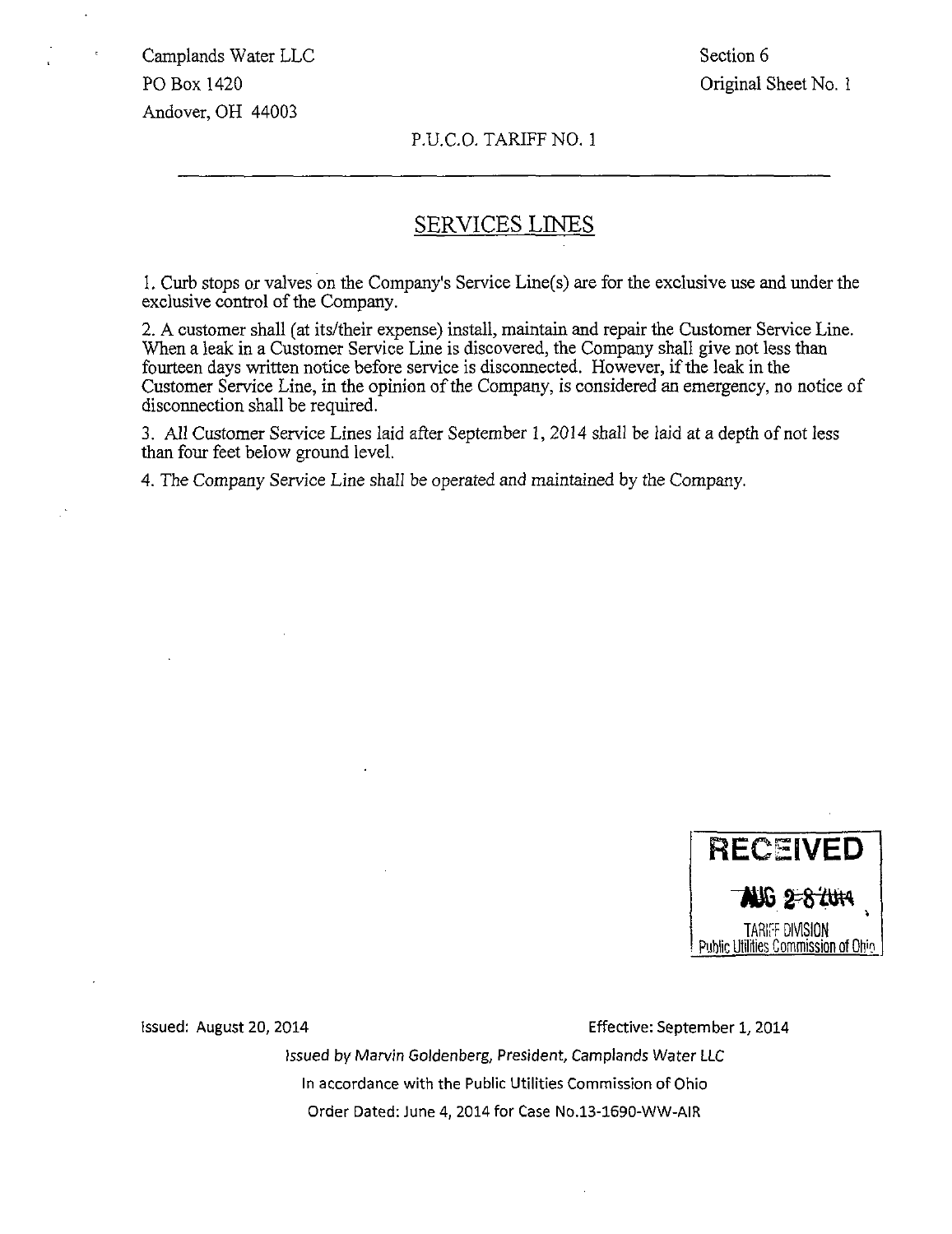Camplands Water LLC
PO Box 1420
Andover, OH 44003

Section 6
Original Sheet No. 1

P.U.C.O. TARIFF NO. 1

## SERVICES LINES

1. Curb stops or valves on the Company's Service Line(s) are for the exclusive use and under the exclusive control of the Company.

2. A customer shall (at its/their expense) install, maintain and repair the Customer Service Line. When a leak in a Customer Service Line is discovered, the Company shall give not less than fourteen days written notice before service is disconnected. However, if the leak in the Customer Service Line, in the opinion of the Company, is considered an emergency, no notice of disconnection shall be required.

3. All Customer Service Lines laid after September 1, 2014 shall be laid at a depth of not less than four feet below ground level.

4. The Company Service Line shall be operated and maintained by the Company.

RECEIVED
AUG 28 2014
TARIFF DIVISION
Public Utilities Commission of Ohio

Issued: August 20, 2014 Effective: September 1, 2014

Issued by Marvin Goldenberg, President, Camplands Water LLC

In accordance with the Public Utilities Commission of Ohio

Order Dated: June 4, 2014 for Case No.13-1690-WW-AIR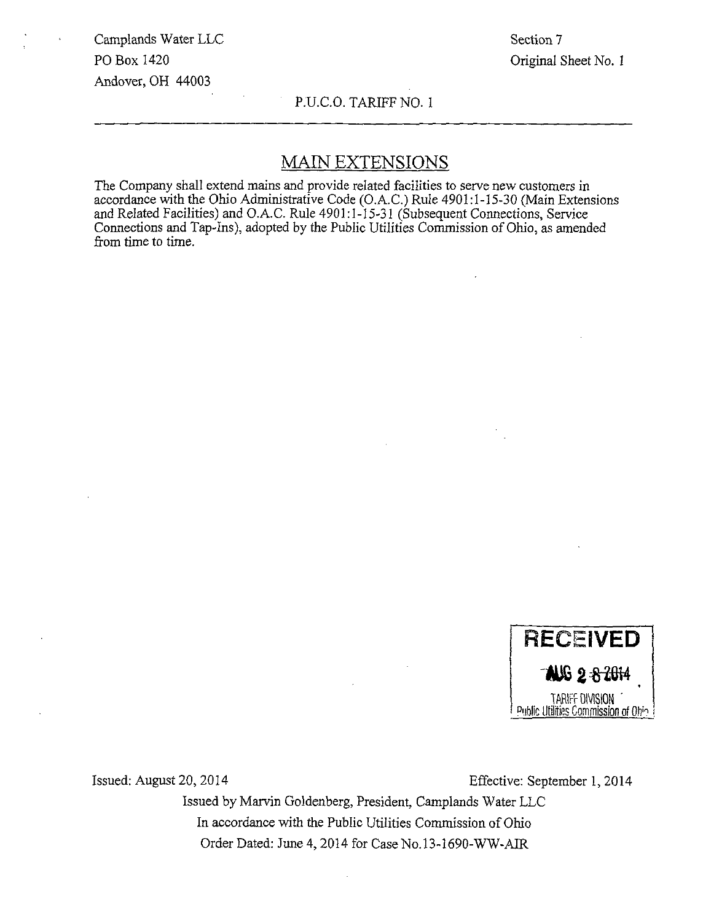Camplands Water LLC
PO Box 1420
Andover, OH 44003

Section 7
Original Sheet No. 1

P.U.C.O. TARIFF NO. 1

## MAIN EXTENSIONS

The Company shall extend mains and provide related facilities to serve new customers in accordance with the Ohio Administrative Code (O.A.C.) Rule 4901:1-15-30 (Main Extensions and Related Facilities) and O.A.C. Rule 4901:1-15-31 (Subsequent Connections, Service Connections and Tap-Ins), adopted by the Public Utilities Commission of Ohio, as amended from time to time.

RECEIVED
AUG 2 8 2014
TARIFF DIVISION
Public Utilities Commission of Ohio

Issued: August 20, 2014

Effective: September 1, 2014

Issued by Marvin Goldenberg, President, Camplands Water LLC
In accordance with the Public Utilities Commission of Ohio
Order Dated: June 4, 2014 for Case No.13-1690-WW-AIR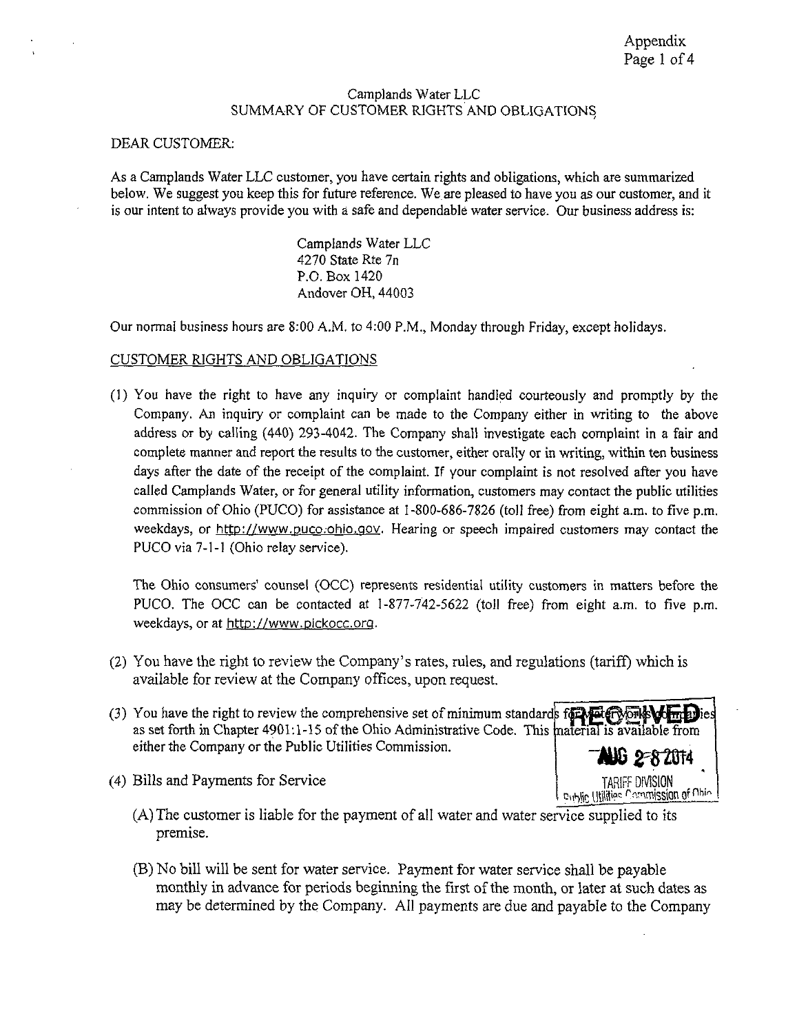Appendix

Camplands Water LLC
SUMMARY OF CUSTOMER RIGHTS AND OBLIGATIONS

DEAR CUSTOMER:

As a Camplands Water LLC customer, you have certain rights and obligations, which are summarized below. We suggest you keep this for future reference. We are pleased to have you as our customer, and it is our intent to always provide you with a safe and dependable water service. Our business address is:

Camplands Water LLC
4270 State Rte 7n
P.O. Box 1420
Andover OH, 44003

Our normal business hours are 8:00 A.M. to 4:00 P.M., Monday through Friday, except holidays.

CUSTOMER RIGHTS AND OBLIGATIONS

(1) You have the right to have any inquiry or complaint handled courteously and promptly by the Company. An inquiry or complaint can be made to the Company either in writing to the above address or by calling (440) 293-4042. The Company shall investigate each complaint in a fair and complete manner and report the results to the customer, either orally or in writing, within ten business days after the date of the receipt of the complaint. If your complaint is not resolved after you have called Camplands Water, or for general utility information, customers may contact the public utilities commission of Ohio (PUCO) for assistance at 1-800-686-7826 (toll free) from eight a.m. to five p.m. weekdays, or http://www.puco.ohio.gov. Hearing or speech impaired customers may contact the PUCO via 7-1-1 (Ohio relay service).

The Ohio consumers' counsel (OCC) represents residential utility customers in matters before the PUCO. The OCC can be contacted at 1-877-742-5622 (toll free) from eight a.m. to five p.m. weekdays, or at http://www.pickocc.org.

(2) You have the right to review the Company's rates, rules, and regulations (tariff) which is available for review at the Company offices, upon request.

(3) You have the right to review the comprehensive set of minimum standards for waterworks companies as set forth in Chapter 4901:1-15 of the Ohio Administrative Code. This material is available from either the Company or the Public Utilities Commission.

RECEIVED
AUG 28 2014
TARIFF DIVISION
Public Utilities Commission of Ohio

(4) Bills and Payments for Service

(A) The customer is liable for the payment of all water and water service supplied to its premise.

(B) No bill will be sent for water service. Payment for water service shall be payable monthly in advance for periods beginning the first of the month, or later at such dates as may be determined by the Company. All payments are due and payable to the Company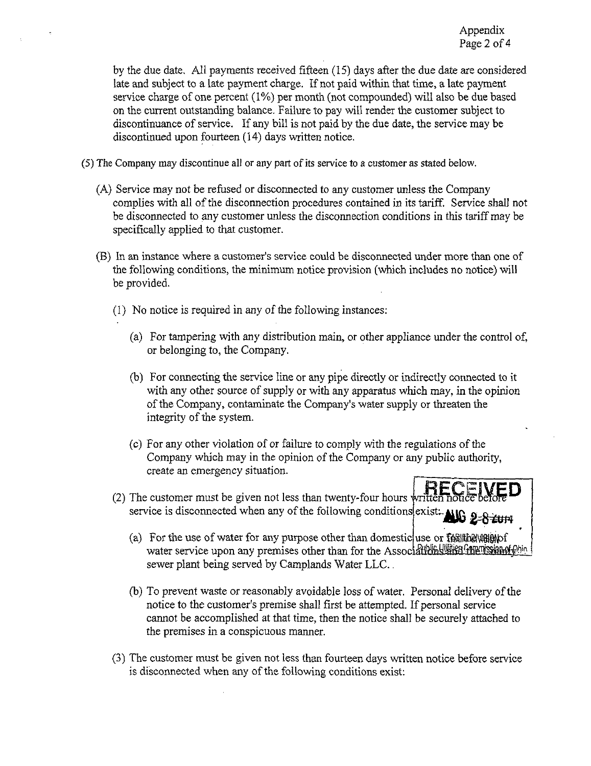by the due date. All payments received fifteen (15) days after the due date are considered late and subject to a late payment charge. If not paid within that time, a late payment service charge of one percent (1%) per month (not compounded) will also be due based on the current outstanding balance. Failure to pay will render the customer subject to discontinuance of service. If any bill is not paid by the due date, the service may be discontinued upon fourteen (14) days written notice.

(5) The Company may discontinue all or any part of its service to a customer as stated below.

(A) Service may not be refused or disconnected to any customer unless the Company complies with all of the disconnection procedures contained in its tariff. Service shall not be disconnected to any customer unless the disconnection conditions in this tariff may be specifically applied to that customer.

(B) In an instance where a customer's service could be disconnected under more than one of the following conditions, the minimum notice provision (which includes no notice) will be provided.

(1) No notice is required in any of the following instances:

(a) For tampering with any distribution main, or other appliance under the control of, or belonging to, the Company.

(b) For connecting the service line or any pipe directly or indirectly connected to it with any other source of supply or with any apparatus which may, in the opinion of the Company, contaminate the Company's water supply or threaten the integrity of the system.

(c) For any other violation of or failure to comply with the regulations of the Company which may in the opinion of the Company or any public authority, create an emergency situation.

(2) The customer must be given not less than twenty-four hours written notice before service is disconnected when any of the following conditions exist:

(a) For the use of water for any purpose other than domestic use or for the use of water service upon any premises other than for the Associations and the sewer plant being served by Camplands Water LLC..

(b) To prevent waste or reasonably avoidable loss of water. Personal delivery of the notice to the customer's premise shall first be attempted. If personal service cannot be accomplished at that time, then the notice shall be securely attached to the premises in a conspicuous manner.

(3) The customer must be given not less than fourteen days written notice before service is disconnected when any of the following conditions exist:

RECEIVED AUG 2 8 2014 Public Utilities Commission of Ohio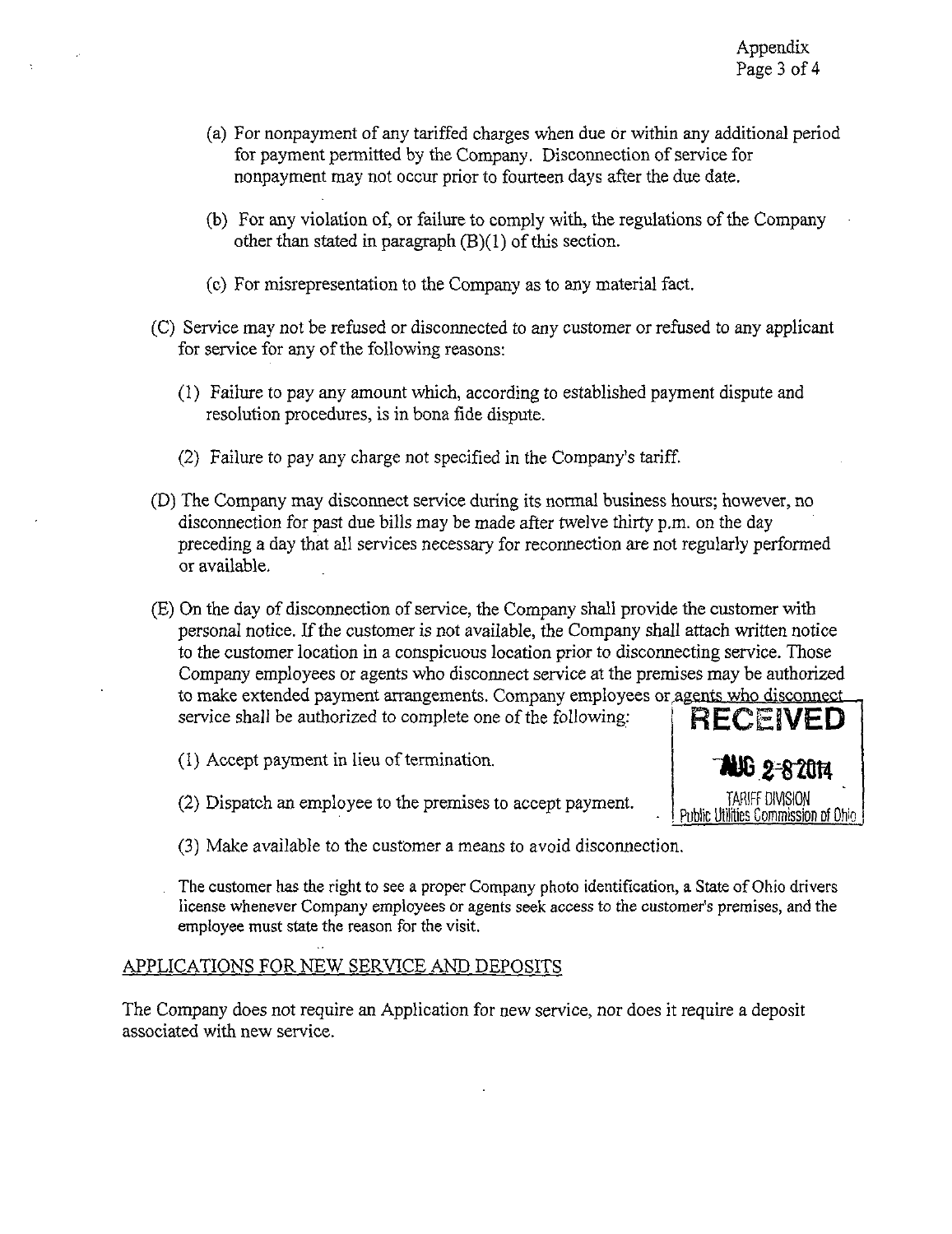(a) For nonpayment of any tariffed charges when due or within any additional period for payment permitted by the Company. Disconnection of service for nonpayment may not occur prior to fourteen days after the due date.

(b) For any violation of, or failure to comply with, the regulations of the Company other than stated in paragraph (B)(1) of this section.

(c) For misrepresentation to the Company as to any material fact.

(C) Service may not be refused or disconnected to any customer or refused to any applicant for service for any of the following reasons:

(1) Failure to pay any amount which, according to established payment dispute and resolution procedures, is in bona fide dispute.

(2) Failure to pay any charge not specified in the Company's tariff.

(D) The Company may disconnect service during its normal business hours; however, no disconnection for past due bills may be made after twelve thirty p.m. on the day preceding a day that all services necessary for reconnection are not regularly performed or available.

(E) On the day of disconnection of service, the Company shall provide the customer with personal notice. If the customer is not available, the Company shall attach written notice to the customer location in a conspicuous location prior to disconnecting service. Those Company employees or agents who disconnect service at the premises may be authorized to make extended payment arrangements. Company employees or agents who disconnect service shall be authorized to complete one of the following:

(1) Accept payment in lieu of termination.

(2) Dispatch an employee to the premises to accept payment.

(3) Make available to the customer a means to avoid disconnection.

The customer has the right to see a proper Company photo identification, a State of Ohio drivers license whenever Company employees or agents seek access to the customer's premises, and the employee must state the reason for the visit.

RECEIVED
AUG 28 2014
TARIFF DIVISION
Public Utilities Commission of Ohio

## APPLICATIONS FOR NEW SERVICE AND DEPOSITS

The Company does not require an Application for new service, nor does it require a deposit associated with new service.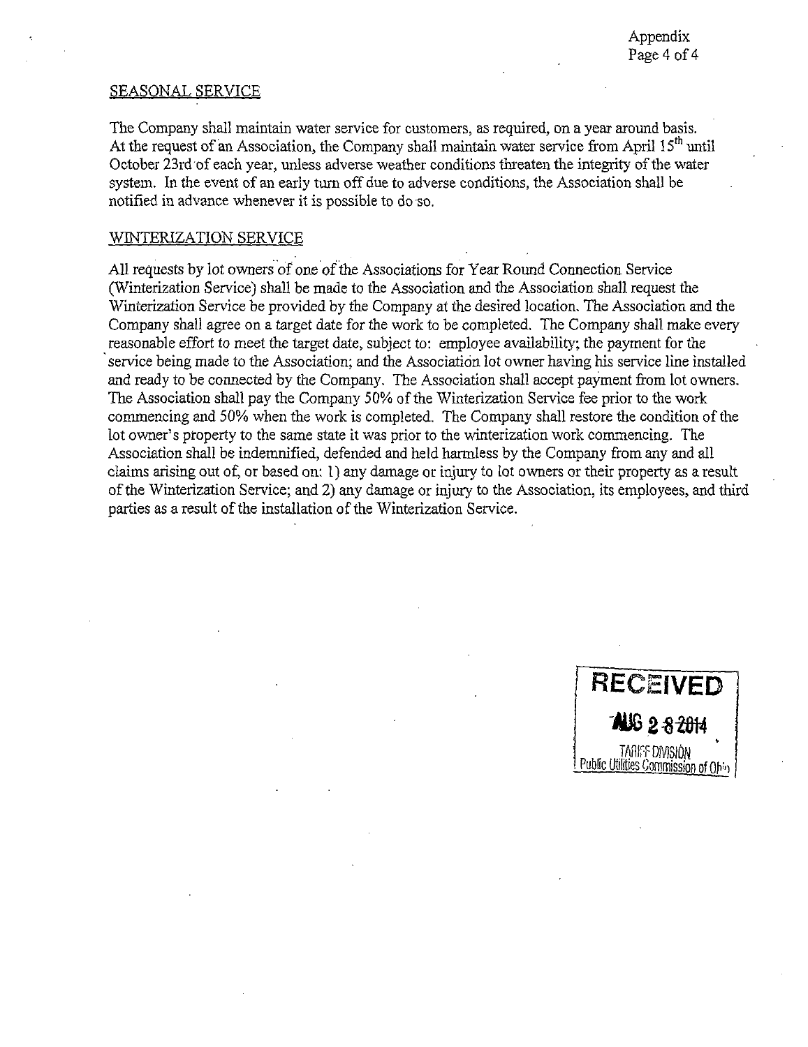## SEASONAL SERVICE

The Company shall maintain water service for customers, as required, on a year around basis. At the request of an Association, the Company shall maintain water service from April 15th until October 23rd of each year, unless adverse weather conditions threaten the integrity of the water system. In the event of an early turn off due to adverse conditions, the Association shall be notified in advance whenever it is possible to do so.

## WINTERIZATION SERVICE

All requests by lot owners of one of the Associations for Year Round Connection Service (Winterization Service) shall be made to the Association and the Association shall request the Winterization Service be provided by the Company at the desired location. The Association and the Company shall agree on a target date for the work to be completed. The Company shall make every reasonable effort to meet the target date, subject to: employee availability; the payment for the service being made to the Association; and the Association lot owner having his service line installed and ready to be connected by the Company. The Association shall accept payment from lot owners. The Association shall pay the Company 50% of the Winterization Service fee prior to the work commencing and 50% when the work is completed. The Company shall restore the condition of the lot owner's property to the same state it was prior to the winterization work commencing. The Association shall be indemnified, defended and held harmless by the Company from any and all claims arising out of, or based on: 1) any damage or injury to lot owners or their property as a result of the Winterization Service; and 2) any damage or injury to the Association, its employees, and third parties as a result of the installation of the Winterization Service.

RECEIVED
AUG 28 2014
TARIFF DIVISION
Public Utilities Commission of Ohio